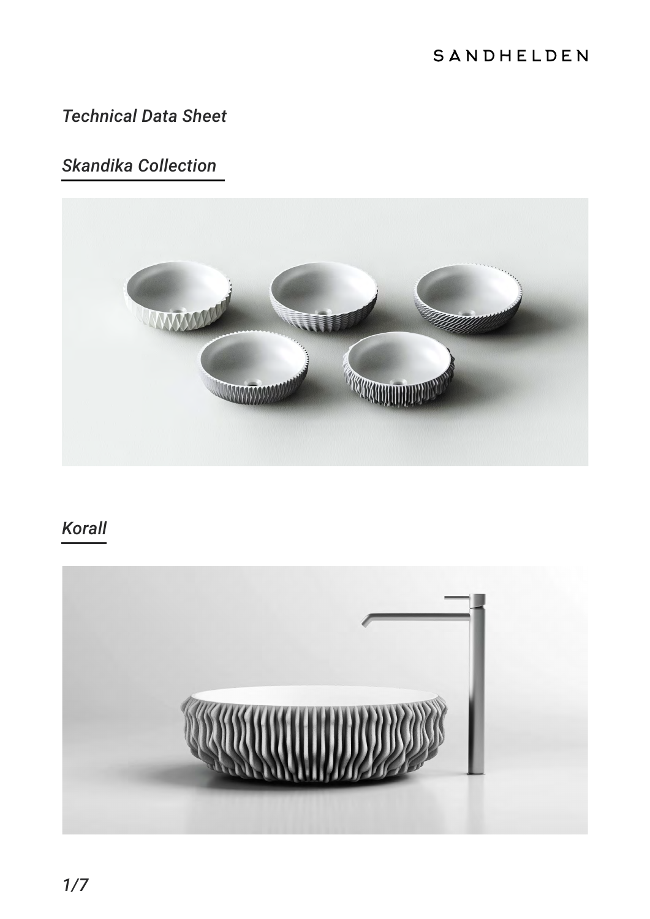*Technical Data Sheet*

## *Skandika Collection*

## *Korall*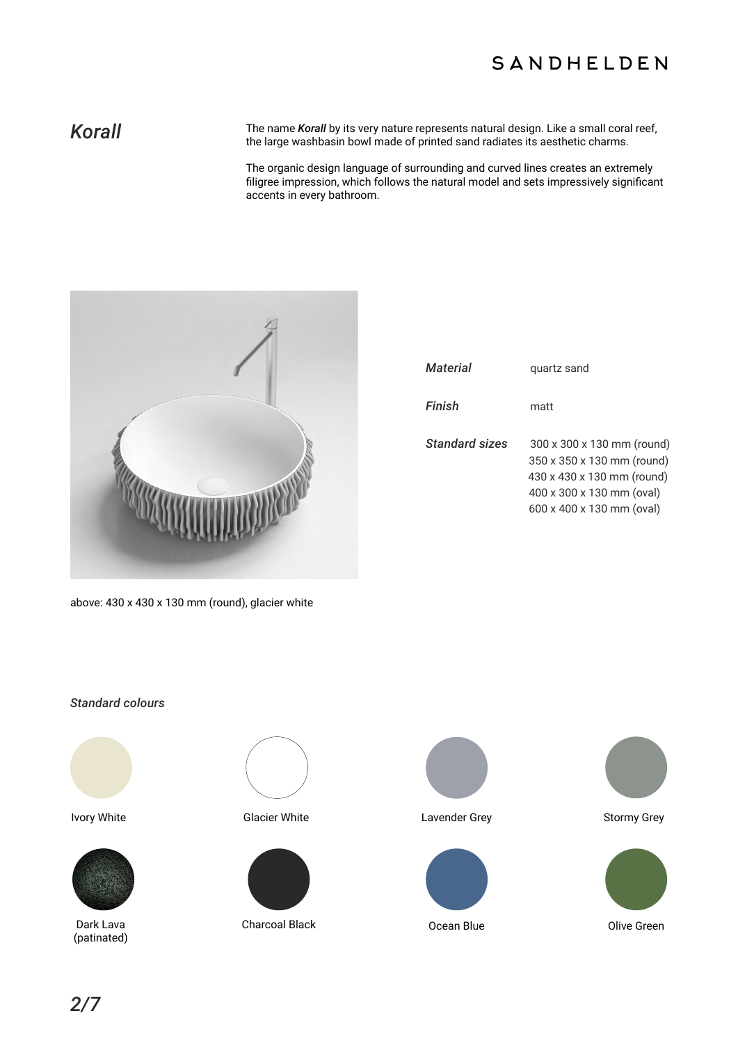# *Korall*

The name ***Korall*** by its very nature represents natural design. Like a small coral reef, the large washbasin bowl made of printed sand radiates its aesthetic charms.

The organic design language of surrounding and curved lines creates an extremely filigree impression, which follows the natural model and sets impressively significant accents in every bathroom.

| | |
|---|---|
| ***Material*** | quartz sand |
| ***Finish*** | matt |
| ***Standard sizes*** | 300 x 300 x 130 mm (round)<br>350 x 350 x 130 mm (round)<br>430 x 430 x 130 mm (round)<br>400 x 300 x 130 mm (oval)<br>600 x 400 x 130 mm (oval) |

above: 430 x 430 x 130 mm (round), glacier white

***Standard colours***

- Ivory White
- Glacier White
- Lavender Grey
- Stormy Grey
- Dark Lava (patinated)
- Charcoal Black
- Ocean Blue
- Olive Green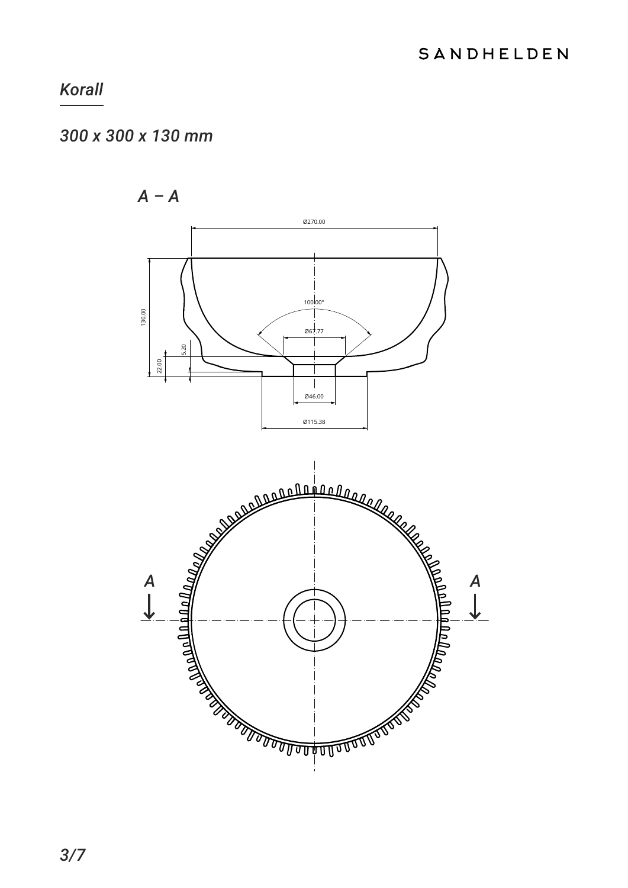*Korall*

*300 x 300 x 130 mm*

*A − A*

Ø270.00

130.00

100.00°

Ø67.77

5.20

22.00

Ø46.00

Ø115.38

A

A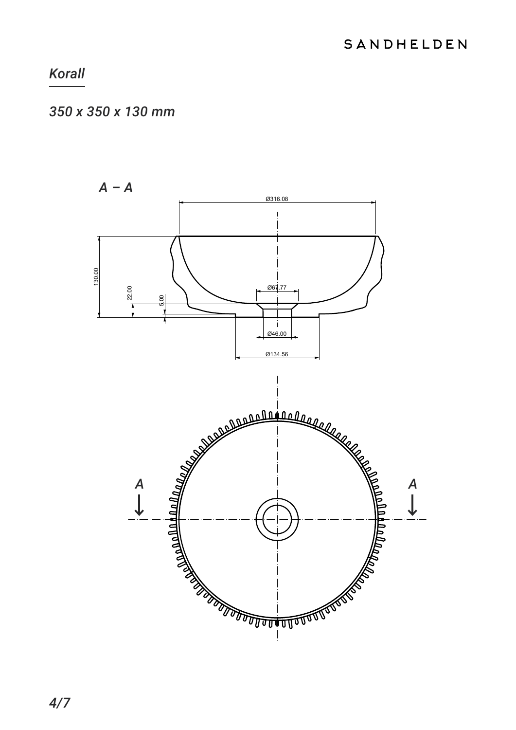# *Korall*

*350 x 350 x 130 mm*

*A – A*

Ø316.08

130.00

22.00

5.00

Ø67.77

Ø46.00

Ø134.56

*A*

*A*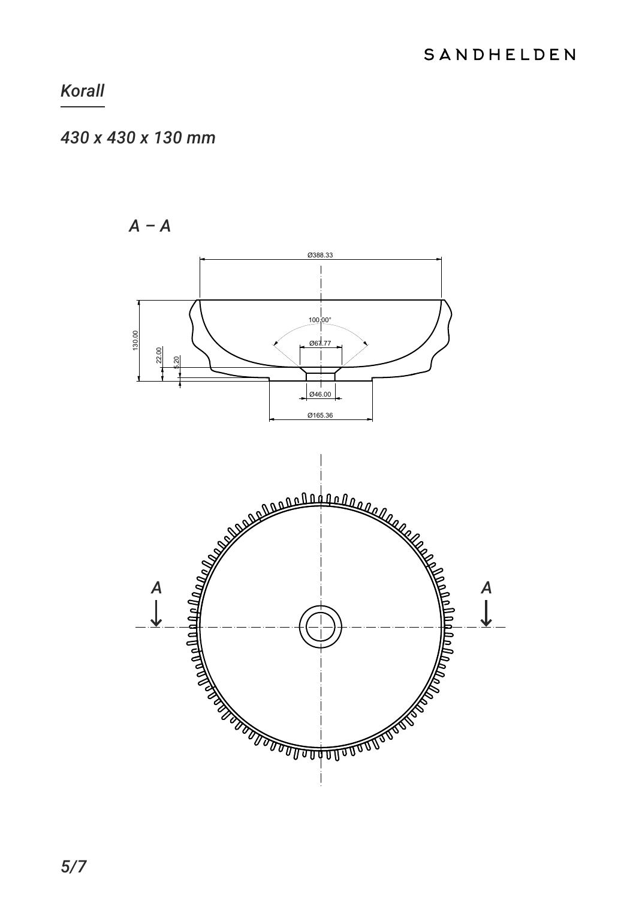## *Korall*

### *430 x 430 x 130 mm*

*A – A*

Ø388.33

100.00°

Ø67.77

130.00

22.00

5.20

Ø46.00

Ø165.36

A

A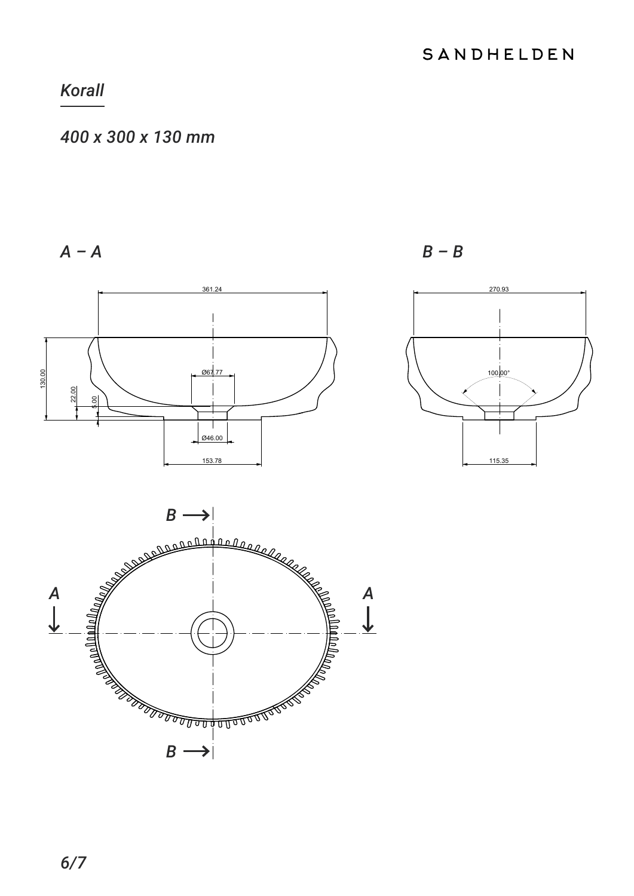*Korall*

*400 x 300 x 130 mm*

*A – A*

361.24

130.00

22.00

5.00

Ø67.77

Ø46.00

153.78

*B – B*

270.93

100.00°

115.35

B →

A

A

B →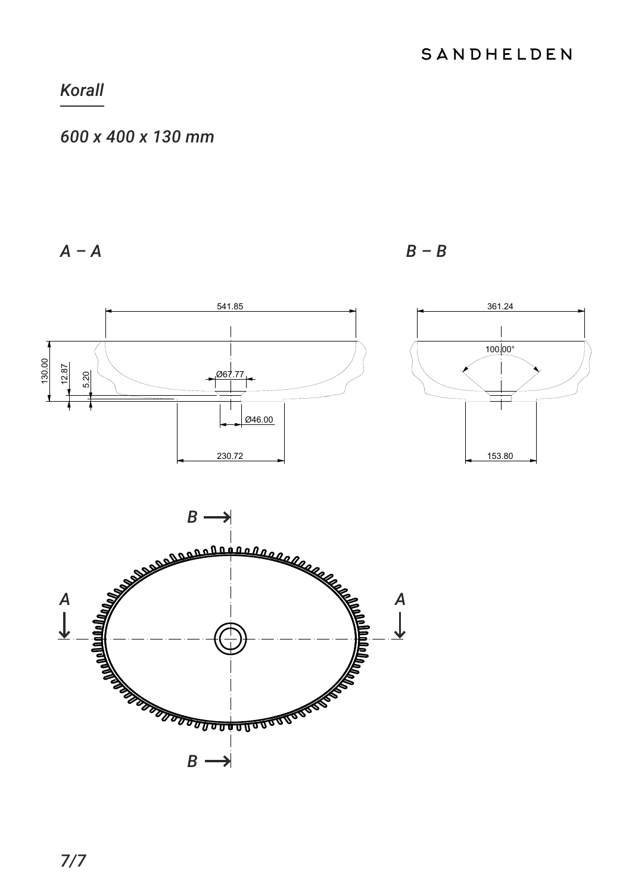SANDHELDEN

## *Korall*

*600 x 400 x 130 mm*

*A – A*

541.85

130.00

12.87

5.20

Ø67.77

Ø46.00

230.72

*B – B*

361.24

100.00°

153.80

B

A

A

B